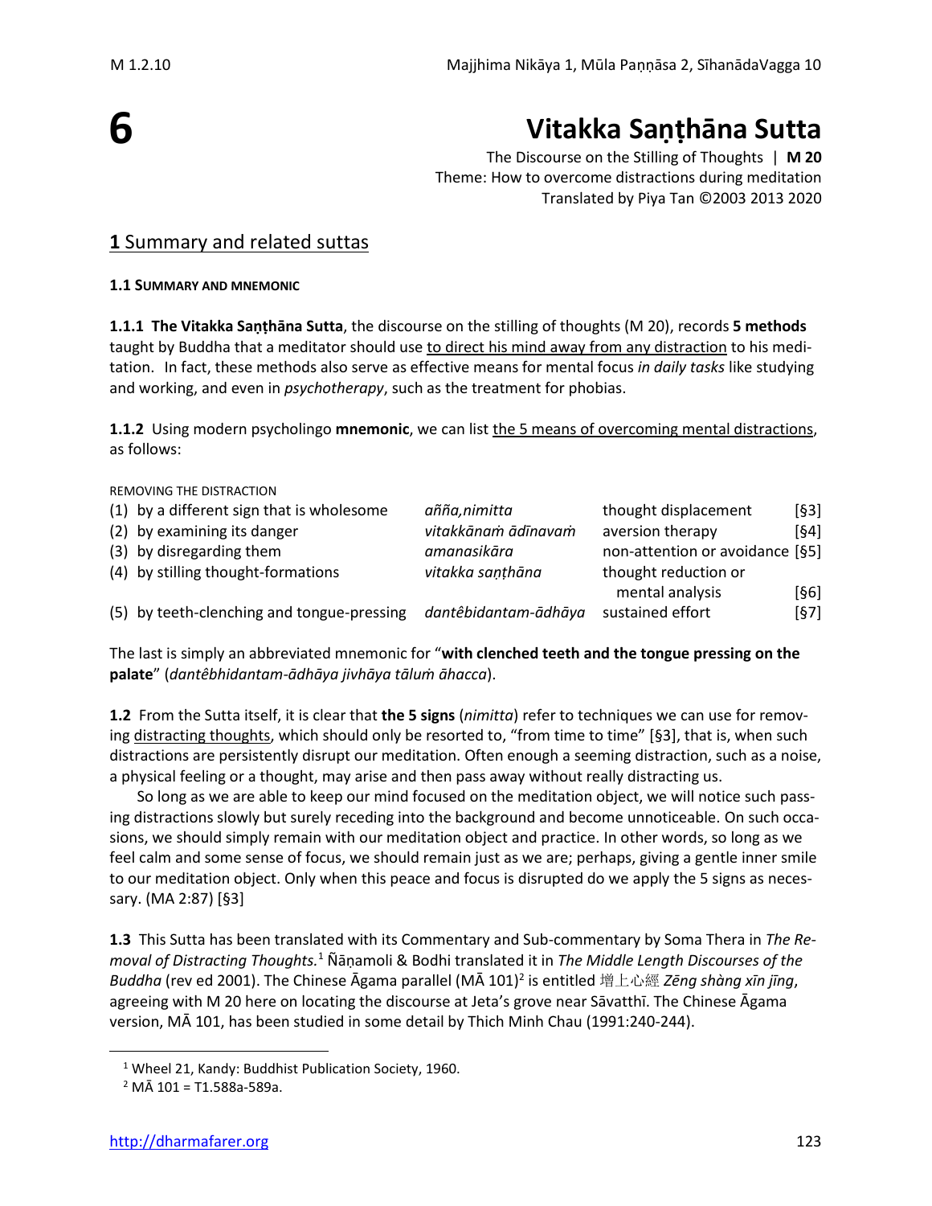# 6

# Vitakka Saṇṭhāna Sutta

The Discourse on the Stilling of Thoughts | **M 20**
Theme: How to overcome distractions during meditation
Translated by Piya Tan ©2003 2013 2020

## **1** Summary and related suttas

### 1.1 SUMMARY AND MNEMONIC

**1.1.1 The Vitakka Saṇṭhāna Sutta**, the discourse on the stilling of thoughts (M 20), records **5 methods** taught by Buddha that a meditator should use to direct his mind away from any distraction to his meditation. In fact, these methods also serve as effective means for mental focus *in daily tasks* like studying and working, and even in *psychotherapy*, such as the treatment for phobias.

**1.1.2** Using modern psycholingo **mnemonic**, we can list the 5 means of overcoming mental distractions, as follows:

REMOVING THE DISTRACTION

| | | | |
|---|---|---|---|
| (1) by a different sign that is wholesome | *añña,nimitta* | thought displacement | [§3] |
| (2) by examining its danger | *vitakkānaṁ ādīnavaṁ* | aversion therapy | [§4] |
| (3) by disregarding them | *amanasikāra* | non-attention or avoidance | [§5] |
| (4) by stilling thought-formations | *vitakka saṇṭhāna* | thought reduction or mental analysis | [§6] |
| (5) by teeth-clenching and tongue-pressing | *dantêbidantam-ādhāya* | sustained effort | [§7] |

The last is simply an abbreviated mnemonic for "**with clenched teeth and the tongue pressing on the palate**" (*dantêbhidantam-ādhāya jivhāya tāluṁ āhacca*).

**1.2** From the Sutta itself, it is clear that **the 5 signs** (*nimitta*) refer to techniques we can use for removing distracting thoughts, which should only be resorted to, "from time to time" [§3], that is, when such distractions are persistently disrupt our meditation. Often enough a seeming distraction, such as a noise, a physical feeling or a thought, may arise and then pass away without really distracting us.

So long as we are able to keep our mind focused on the meditation object, we will notice such passing distractions slowly but surely receding into the background and become unnoticeable. On such occasions, we should simply remain with our meditation object and practice. In other words, so long as we feel calm and some sense of focus, we should remain just as we are; perhaps, giving a gentle inner smile to our meditation object. Only when this peace and focus is disrupted do we apply the 5 signs as necessary. (MA 2:87) [§3]

**1.3** This Sutta has been translated with its Commentary and Sub-commentary by Soma Thera in *The Removal of Distracting Thoughts.*[1] Ñāṇamoli & Bodhi translated it in *The Middle Length Discourses of the Buddha* (rev ed 2001). The Chinese Āgama parallel (MĀ 101)[2] is entitled 增上心經 *Zēng shàng xīn jīng*, agreeing with M 20 here on locating the discourse at Jeta's grove near Sāvatthī. The Chinese Āgama version, MĀ 101, has been studied in some detail by Thich Minh Chau (1991:240-244).

---

[1] Wheel 21, Kandy: Buddhist Publication Society, 1960.

[2] MĀ 101 = T1.588a-589a.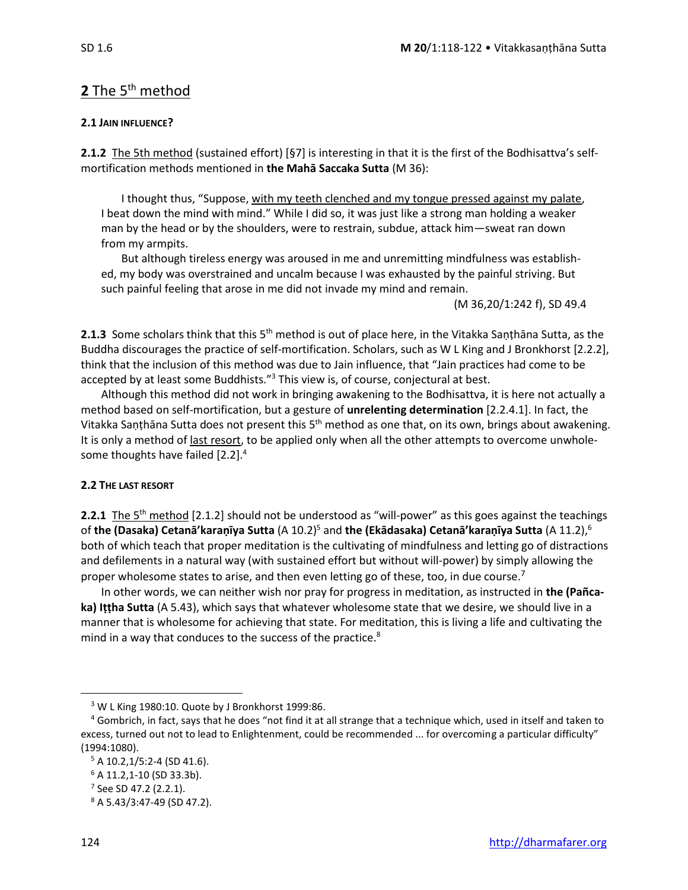## **2** The 5th method

### **2.1 JAIN INFLUENCE?**

**2.1.2** The 5th method (sustained effort) [§7] is interesting in that it is the first of the Bodhisattva's self-mortification methods mentioned in **the Mahā Saccaka Sutta** (M 36):

> I thought thus, "Suppose, with my teeth clenched and my tongue pressed against my palate, I beat down the mind with mind." While I did so, it was just like a strong man holding a weaker man by the head or by the shoulders, were to restrain, subdue, attack him—sweat ran down from my armpits.
>
> But although tireless energy was aroused in me and unremitting mindfulness was established, my body was overstrained and uncalm because I was exhausted by the painful striving. But such painful feeling that arose in me did not invade my mind and remain.
>
> (M 36,20/1:242 f), SD 49.4

**2.1.3** Some scholars think that this 5th method is out of place here, in the Vitakka Saṇṭhāna Sutta, as the Buddha discourages the practice of self-mortification. Scholars, such as W L King and J Bronkhorst [2.2.2], think that the inclusion of this method was due to Jain influence, that "Jain practices had come to be accepted by at least some Buddhists."[3] This view is, of course, conjectural at best.

Although this method did not work in bringing awakening to the Bodhisattva, it is here not actually a method based on self-mortification, but a gesture of **unrelenting determination** [2.2.4.1]. In fact, the Vitakka Saṇṭhāna Sutta does not present this 5th method as one that, on its own, brings about awakening. It is only a method of last resort, to be applied only when all the other attempts to overcome unwholesome thoughts have failed [2.2].[4]

### **2.2 THE LAST RESORT**

**2.2.1** The 5th method [2.1.2] should not be understood as "will-power" as this goes against the teachings of **the (Dasaka) Cetanā'karaṇīya Sutta** (A 10.2)[5] and **the (Ekādasaka) Cetanā'karaṇīya Sutta** (A 11.2),[6] both of which teach that proper meditation is the cultivating of mindfulness and letting go of distractions and defilements in a natural way (with sustained effort but without will-power) by simply allowing the proper wholesome states to arise, and then even letting go of these, too, in due course.[7]

In other words, we can neither wish nor pray for progress in meditation, as instructed in **the (Pañcaka) Iṭṭha Sutta** (A 5.43), which says that whatever wholesome state that we desire, we should live in a manner that is wholesome for achieving that state. For meditation, this is living a life and cultivating the mind in a way that conduces to the success of the practice.[8]

---

[3] W L King 1980:10. Quote by J Bronkhorst 1999:86.

[4] Gombrich, in fact, says that he does "not find it at all strange that a technique which, used in itself and taken to excess, turned out not to lead to Enlightenment, could be recommended ... for overcoming a particular difficulty" (1994:1080).

[5] A 10.2,1/5:2-4 (SD 41.6).

[6] A 11.2,1-10 (SD 33.3b).

[7] See SD 47.2 (2.2.1).

[8] A 5.43/3:47-49 (SD 47.2).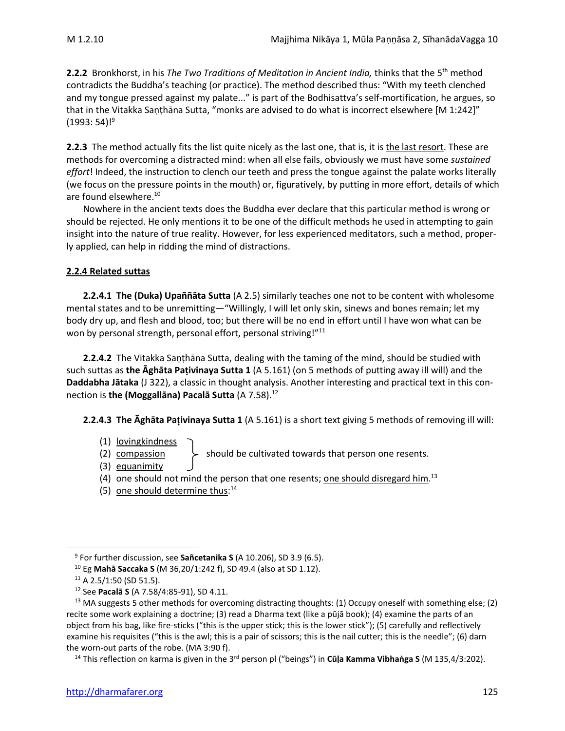**2.2.2** Bronkhorst, in his *The Two Traditions of Meditation in Ancient India,* thinks that the 5th method contradicts the Buddha's teaching (or practice). The method described thus: "With my teeth clenched and my tongue pressed against my palate..." is part of the Bodhisattva's self-mortification, he argues, so that in the Vitakka Saṇṭhāna Sutta, "monks are advised to do what is incorrect elsewhere [M 1:242]" (1993: 54)![9]

**2.2.3** The method actually fits the list quite nicely as the last one, that is, it is <u>the last resort</u>. These are methods for overcoming a distracted mind: when all else fails, obviously we must have some *sustained effort*! Indeed, the instruction to clench our teeth and press the tongue against the palate works literally (we focus on the pressure points in the mouth) or, figuratively, by putting in more effort, details of which are found elsewhere.[10]

Nowhere in the ancient texts does the Buddha ever declare that this particular method is wrong or should be rejected. He only mentions it to be one of the difficult methods he used in attempting to gain insight into the nature of true reality. However, for less experienced meditators, such a method, properly applied, can help in ridding the mind of distractions.

**<u>2.2.4 Related suttas</u>**

**2.2.4.1 The (Duka) Upaññāta Sutta** (A 2.5) similarly teaches one not to be content with wholesome mental states and to be unremitting—"Willingly, I will let only skin, sinews and bones remain; let my body dry up, and flesh and blood, too; but there will be no end in effort until I have won what can be won by personal strength, personal effort, personal striving!"[11]

**2.2.4.2** The Vitakka Saṇṭhāna Sutta, dealing with the taming of the mind, should be studied with such suttas as **the Āghāta Paṭivinaya Sutta 1** (A 5.161) (on 5 methods of putting away ill will) and the **Daddabha Jātaka** (J 322), a classic in thought analysis. Another interesting and practical text in this connection is **the (Moggallāna) Pacalā Sutta** (A 7.58).[12]

**2.2.4.3 The Āghāta Paṭivinaya Sutta 1** (A 5.161) is a short text giving 5 methods of removing ill will:

(1) <u>lovingkindness</u>
(2) <u>compassion</u>
(3) <u>equanimity</u>
} should be cultivated towards that person one resents.
(4) one should not mind the person that one resents; <u>one should disregard him</u>.[13]
(5) <u>one should determine thus</u>:[14]

---

[9] For further discussion, see **Sañcetanika S** (A 10.206), SD 3.9 (6.5).

[10] Eg **Mahā Saccaka S** (M 36,20/1:242 f), SD 49.4 (also at SD 1.12).

[11] A 2.5/1:50 (SD 51.5).

[12] See **Pacalā S** (A 7.58/4:85-91), SD 4.11.

[13] MA suggests 5 other methods for overcoming distracting thoughts: (1) Occupy oneself with something else; (2) recite some work explaining a doctrine; (3) read a Dharma text (like a pūjā book); (4) examine the parts of an object from his bag, like fire-sticks ("this is the upper stick; this is the lower stick"); (5) carefully and reflectively examine his requisites ("this is the awl; this is a pair of scissors; this is the nail cutter; this is the needle"; (6) darn the worn-out parts of the robe. (MA 3:90 f).

[14] This reflection on karma is given in the 3rd person pl ("beings") in **Cūḷa Kamma Vibhaṅga S** (M 135,4/3:202).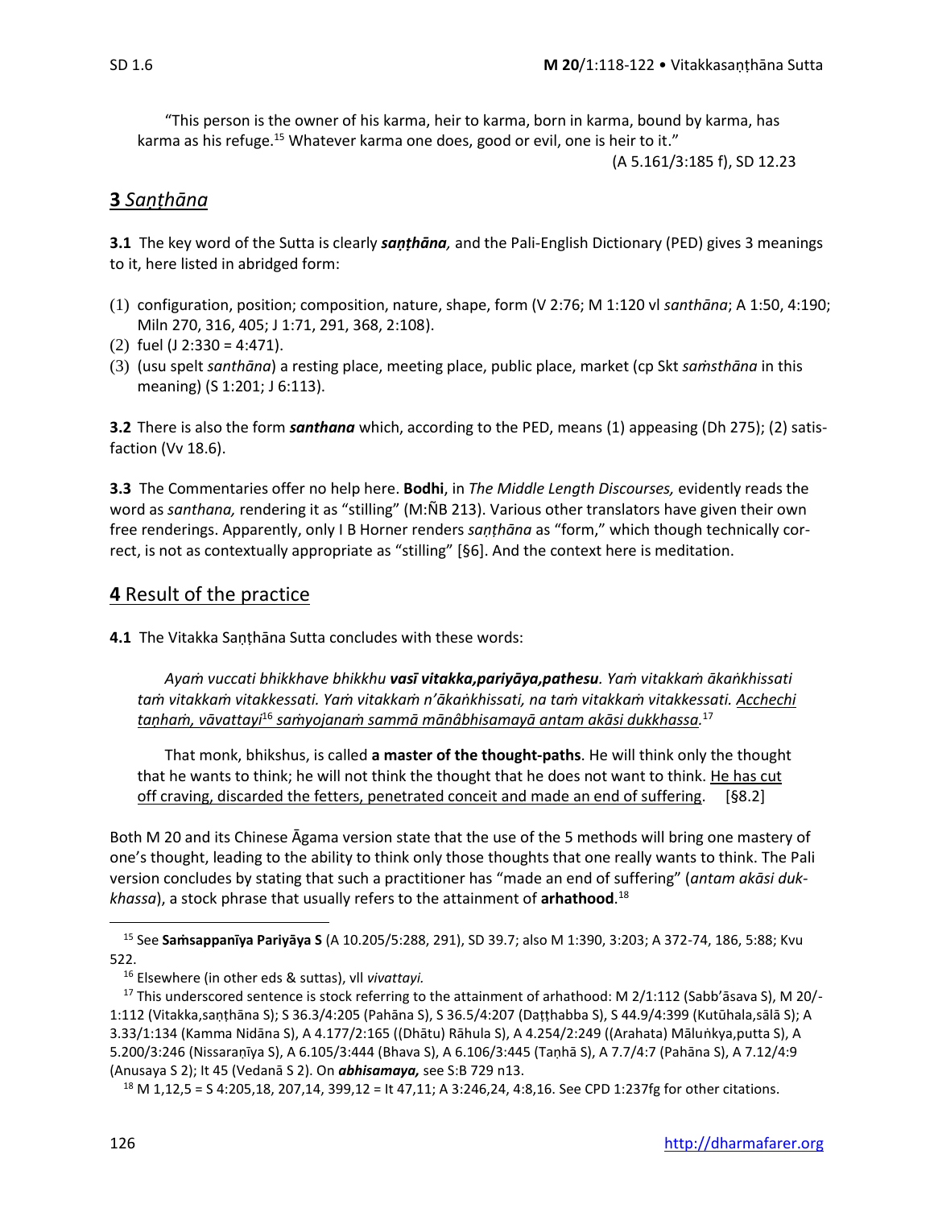"This person is the owner of his karma, heir to karma, born in karma, bound by karma, has karma as his refuge.[15] Whatever karma one does, good or evil, one is heir to it."

(A 5.161/3:185 f), SD 12.23

## **3** *Saṇṭhāna*

**3.1** The key word of the Sutta is clearly ***saṇṭhāna,*** and the Pali-English Dictionary (PED) gives 3 meanings to it, here listed in abridged form:

(1) configuration, position; composition, nature, shape, form (V 2:76; M 1:120 vl *santhāna*; A 1:50, 4:190; Miln 270, 316, 405; J 1:71, 291, 368, 2:108).
(2) fuel (J 2:330 = 4:471).
(3) (usu spelt *santhāna*) a resting place, meeting place, public place, market (cp Skt *saṁsthāna* in this meaning) (S 1:201; J 6:113).

**3.2** There is also the form ***santhana*** which, according to the PED, means (1) appeasing (Dh 275); (2) satisfaction (Vv 18.6).

**3.3** The Commentaries offer no help here. **Bodhi**, in *The Middle Length Discourses,* evidently reads the word as *santhana,* rendering it as "stilling" (M:ÑB 213). Various other translators have given their own free renderings. Apparently, only I B Horner renders *saṇṭhāna* as "form," which though technically correct, is not as contextually appropriate as "stilling" [§6]. And the context here is meditation.

## **4** Result of the practice

**4.1** The Vitakka Saṇṭhāna Sutta concludes with these words:

> *Ayaṁ vuccati bhikkhave bhikkhu* ***vasī vitakka,pariyāya,pathesu****. Yaṁ vitakkaṁ ākaṅkhissati taṁ vitakkaṁ vitakkessati. Yaṁ vitakkaṁ n'ākaṅkhissati, na taṁ vitakkaṁ vitakkessati. <u>Acchechi taṇhaṁ, vāvattayi</u>*[16] *<u>saṁyojanaṁ sammā mānâbhisamayā antam akāsi dukkhassa.</u>*[17]
>
> That monk, bhikshus, is called **a master of the thought-paths**. He will think only the thought that he wants to think; he will not think the thought that he does not want to think. <u>He has cut off craving, discarded the fetters, penetrated conceit and made an end of suffering</u>. [§8.2]

Both M 20 and its Chinese Āgama version state that the use of the 5 methods will bring one mastery of one's thought, leading to the ability to think only those thoughts that one really wants to think. The Pali version concludes by stating that such a practitioner has "made an end of suffering" (*antam akāsi dukkhassa*), a stock phrase that usually refers to the attainment of **arhathood**.[18]

---

[15] See **Saṁsappanīya Pariyāya S** (A 10.205/5:288, 291), SD 39.7; also M 1:390, 3:203; A 372-74, 186, 5:88; Kvu 522.

[16] Elsewhere (in other eds & suttas), vll *vivattayi.*

[17] This underscored sentence is stock referring to the attainment of arhathood: M 2/1:112 (Sabb'āsava S), M 20/-1:112 (Vitakka,saṇṭhāna S); S 36.3/4:205 (Pahāna S), S 36.5/4:207 (Daṭṭhabba S), S 44.9/4:399 (Kutūhala,sālā S); A 3.33/1:134 (Kamma Nidāna S), A 4.177/2:165 ((Dhātu) Rāhula S), A 4.254/2:249 ((Arahata) Māluṅkya,putta S), A 5.200/3:246 (Nissaraṇīya S), A 6.105/3:444 (Bhava S), A 6.106/3:445 (Taṇhā S), A 7.7/4:7 (Pahāna S), A 7.12/4:9 (Anusaya S 2); It 45 (Vedanā S 2). On ***abhisamaya,*** see S:B 729 n13.

[18] M 1,12,5 = S 4:205,18, 207,14, 399,12 = It 47,11; A 3:246,24, 4:8,16. See CPD 1:237fg for other citations.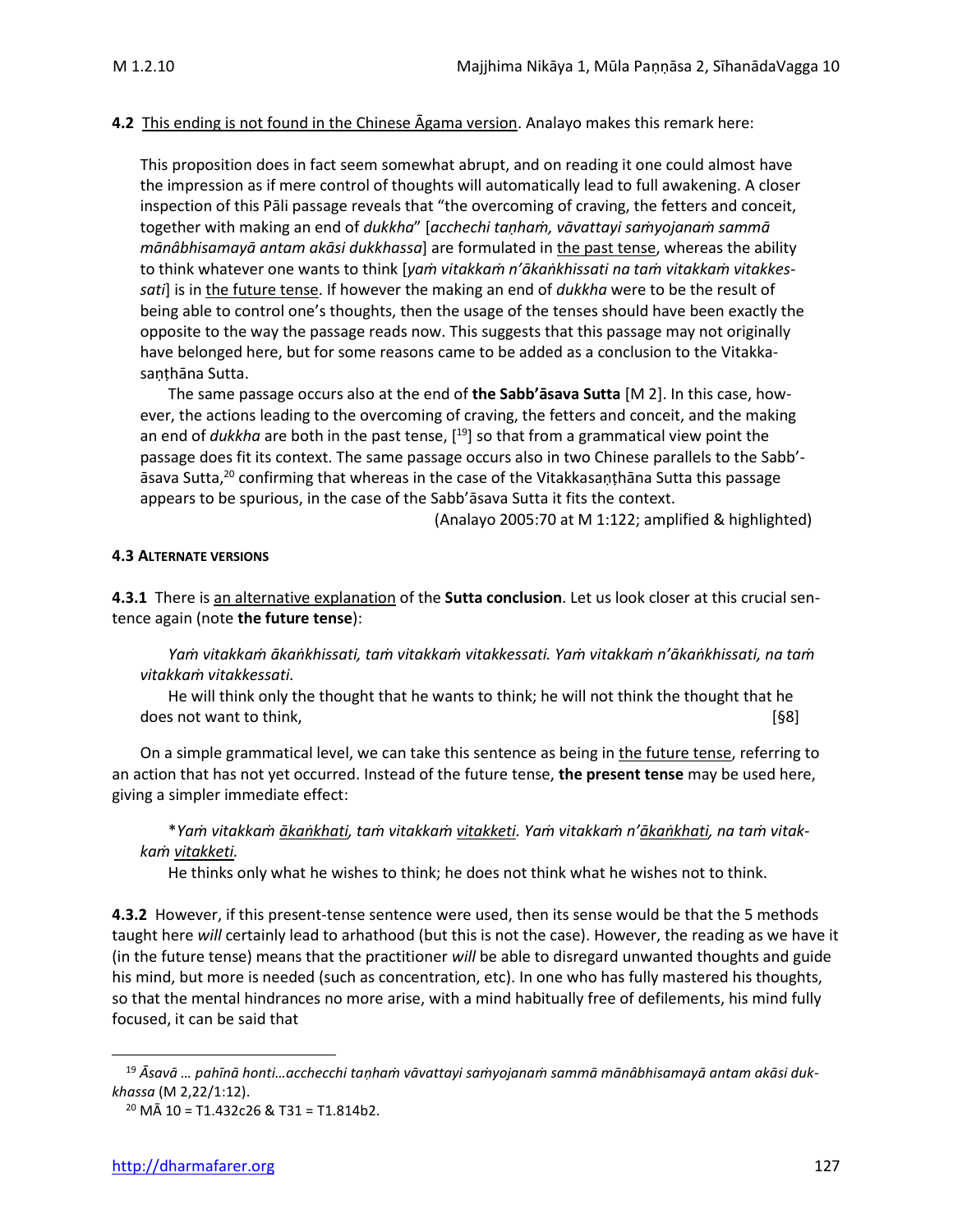**4.2** This ending is not found in the Chinese Āgama version. Analayo makes this remark here:

> This proposition does in fact seem somewhat abrupt, and on reading it one could almost have the impression as if mere control of thoughts will automatically lead to full awakening. A closer inspection of this Pāli passage reveals that "the overcoming of craving, the fetters and conceit, together with making an end of *dukkha*" [*acchechi taṇhaṁ, vāvattayi saṁyojanaṁ sammā mānâbhisamayā antam akāsi dukkhassa*] are formulated in the past tense, whereas the ability to think whatever one wants to think [*yaṁ vitakkaṁ n'ākaṅkhissati na taṁ vitakkaṁ vitakkessati*] is in the future tense. If however the making an end of *dukkha* were to be the result of being able to control one's thoughts, then the usage of the tenses should have been exactly the opposite to the way the passage reads now. This suggests that this passage may not originally have belonged here, but for some reasons came to be added as a conclusion to the Vitakkasaṇṭhāna Sutta.
>
> The same passage occurs also at the end of **the Sabb'āsava Sutta** [M 2]. In this case, however, the actions leading to the overcoming of craving, the fetters and conceit, and the making an end of *dukkha* are both in the past tense, [[19]] so that from a grammatical view point the passage does fit its context. The same passage occurs also in two Chinese parallels to the Sabb'āsava Sutta,[20] confirming that whereas in the case of the Vitakkasaṇṭhāna Sutta this passage appears to be spurious, in the case of the Sabb'āsava Sutta it fits the context.
>
> (Analayo 2005:70 at M 1:122; amplified & highlighted)

#### 4.3 ALTERNATE VERSIONS

**4.3.1** There is an alternative explanation of the **Sutta conclusion**. Let us look closer at this crucial sentence again (note **the future tense**):

> *Yaṁ vitakkaṁ ākaṅkhissati, taṁ vitakkaṁ vitakkessati. Yaṁ vitakkaṁ n'ākaṅkhissati, na taṁ vitakkaṁ vitakkessati.*
>
> He will think only the thought that he wants to think; he will not think the thought that he does not want to think, [§8]

On a simple grammatical level, we can take this sentence as being in the future tense, referring to an action that has not yet occurred. Instead of the future tense, **the present tense** may be used here, giving a simpler immediate effect:

> \**Yaṁ vitakkaṁ ākaṅkhati, taṁ vitakkaṁ vitakketi. Yaṁ vitakkaṁ n'ākaṅkhati, na taṁ vitakkaṁ vitakketi.*
>
> He thinks only what he wishes to think; he does not think what he wishes not to think.

**4.3.2** However, if this present-tense sentence were used, then its sense would be that the 5 methods taught here *will* certainly lead to arhathood (but this is not the case). However, the reading as we have it (in the future tense) means that the practitioner *will* be able to disregard unwanted thoughts and guide his mind, but more is needed (such as concentration, etc). In one who has fully mastered his thoughts, so that the mental hindrances no more arise, with a mind habitually free of defilements, his mind fully focused, it can be said that

---

[19] *Āsavā … pahīnā honti…acchecchi taṇhaṁ vāvattayi saṁyojanaṁ sammā mānâbhisamayā antam akāsi dukkhassa* (M 2,22/1:12).

[20] MĀ 10 = T1.432c26 & T31 = T1.814b2.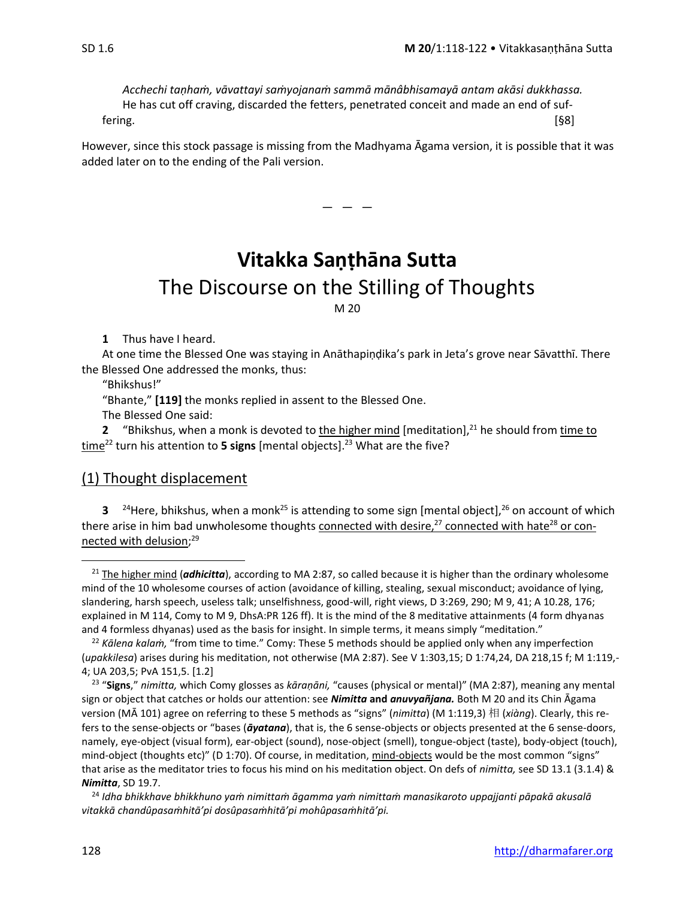*Acchechi taṇhaṁ, vāvattayi saṁyojanaṁ sammā mānâbhisamayā antam akāsi dukkhassa.*
He has cut off craving, discarded the fetters, penetrated conceit and made an end of suffering. [§8]

However, since this stock passage is missing from the Madhyama Āgama version, it is possible that it was added later on to the ending of the Pali version.

— — —

# Vitakka Saṇṭhāna Sutta

## The Discourse on the Stilling of Thoughts

M 20

**1** Thus have I heard.

At one time the Blessed One was staying in Anāthapiṇḍika's park in Jeta's grove near Sāvatthī. There the Blessed One addressed the monks, thus:

"Bhikshus!"

"Bhante," **[119]** the monks replied in assent to the Blessed One.

The Blessed One said:

**2** "Bhikshus, when a monk is devoted to the higher mind [meditation],[21] he should from time to time[22] turn his attention to **5 signs** [mental objects].[23] What are the five?

### (1) Thought displacement

**3** [24]Here, bhikshus, when a monk[25] is attending to some sign [mental object],[26] on account of which there arise in him bad unwholesome thoughts connected with desire,[27] connected with hate[28] or connected with delusion;[29]

---

[21] The higher mind (***adhicitta***), according to MA 2:87, so called because it is higher than the ordinary wholesome mind of the 10 wholesome courses of action (avoidance of killing, stealing, sexual misconduct; avoidance of lying, slandering, harsh speech, useless talk; unselfishness, good-will, right views, D 3:269, 290; M 9, 41; A 10.28, 176; explained in M 114, Comy to M 9, DhsA:PR 126 ff). It is the mind of the 8 meditative attainments (4 form dhyanas and 4 formless dhyanas) used as the basis for insight. In simple terms, it means simply "meditation."

[22] *Kālena kalaṁ,* "from time to time." Comy: These 5 methods should be applied only when any imperfection (*upakkilesa*) arises during his meditation, not otherwise (MA 2:87). See V 1:303,15; D 1:74,24, DA 218,15 f; M 1:119,-4; UA 203,5; PvA 151,5. [1.2]

[23] "**Signs**," *nimitta,* which Comy glosses as *kāraṇāni,* "causes (physical or mental)" (MA 2:87), meaning any mental sign or object that catches or holds our attention: see ***Nimitta* and *anuvyañjana.*** Both M 20 and its Chin Āgama version (MĀ 101) agree on referring to these 5 methods as "signs" (*nimitta*) (M 1:119,3) 相 (*xiàng*). Clearly, this refers to the sense-objects or "bases (***āyatana***), that is, the 6 sense-objects or objects presented at the 6 sense-doors, namely, eye-object (visual form), ear-object (sound), nose-object (smell), tongue-object (taste), body-object (touch), mind-object (thoughts etc)" (D 1:70). Of course, in meditation, mind-objects would be the most common "signs" that arise as the meditator tries to focus his mind on his meditation object. On defs of *nimitta,* see SD 13.1 (3.1.4) & ***Nimitta***, SD 19.7.

[24] *Idha bhikkhave bhikkhuno yaṁ nimittaṁ āgamma yaṁ nimittaṁ manasikaroto uppajjanti pāpakā akusalā vitakkā chandûpasaṁhitā'pi dosûpasaṁhitā'pi mohûpasaṁhitā'pi.*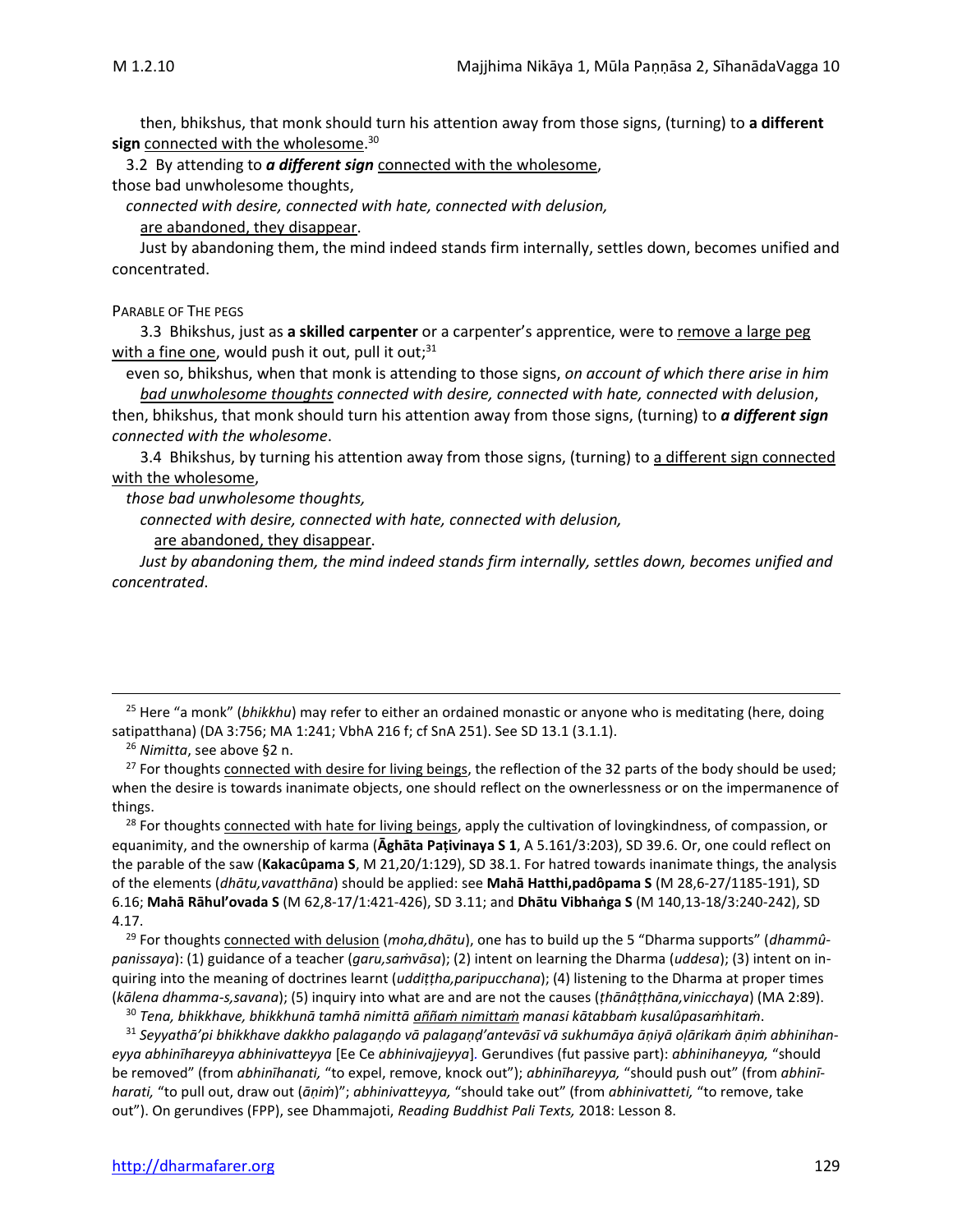then, bhikshus, that monk should turn his attention away from those signs, (turning) to **a different sign** <u>connected with the wholesome</u>.[30]

3.2 By attending to ***a different sign*** <u>connected with the wholesome</u>,
those bad unwholesome thoughts,
*connected with desire, connected with hate, connected with delusion,*
<u>are abandoned, they disappear</u>.

Just by abandoning them, the mind indeed stands firm internally, settles down, becomes unified and concentrated.

PARABLE OF THE PEGS

3.3 Bhikshus, just as **a skilled carpenter** or a carpenter's apprentice, were to <u>remove a large peg with a fine one</u>, would push it out, pull it out;[31]

even so, bhikshus, when that monk is attending to those signs, *on account of which there arise in him <u>bad unwholesome thoughts</u> connected with desire, connected with hate, connected with delusion*,
then, bhikshus, that monk should turn his attention away from those signs, (turning) to ***a different sign*** *connected with the wholesome*.

3.4 Bhikshus, by turning his attention away from those signs, (turning) to <u>a different sign connected with the wholesome</u>,
*those bad unwholesome thoughts,*
*connected with desire, connected with hate, connected with delusion,*
<u>are abandoned, they disappear</u>.

*Just by abandoning them, the mind indeed stands firm internally, settles down, becomes unified and concentrated.*

---

[25] Here "a monk" (*bhikkhu*) may refer to either an ordained monastic or anyone who is meditating (here, doing satipatthana) (DA 3:756; MA 1:241; VbhA 216 f; cf SnA 251). See SD 13.1 (3.1.1).

[26] *Nimitta*, see above §2 n.

[27] For thoughts <u>connected with desire for living beings</u>, the reflection of the 32 parts of the body should be used; when the desire is towards inanimate objects, one should reflect on the ownerlessness or on the impermanence of things.

[28] For thoughts <u>connected with hate for living beings</u>, apply the cultivation of lovingkindness, of compassion, or equanimity, and the ownership of karma (**Āghāta Paṭivinaya S 1**, A 5.161/3:203), SD 39.6. Or, one could reflect on the parable of the saw (**Kakacûpama S**, M 21,20/1:129), SD 38.1. For hatred towards inanimate things, the analysis of the elements (*dhātu,vavatthāna*) should be applied: see **Mahā Hatthi,padôpama S** (M 28,6-27/1185-191), SD 6.16; **Mahā Rāhul'ovada S** (M 62,8-17/1:421-426), SD 3.11; and **Dhātu Vibhaṅga S** (M 140,13-18/3:240-242), SD 4.17.

[29] For thoughts <u>connected with delusion</u> (*moha,dhātu*), one has to build up the 5 "Dharma supports" (*dhammûpanissaya*): (1) guidance of a teacher (*garu,saṁvāsa*); (2) intent on learning the Dharma (*uddesa*); (3) intent on inquiring into the meaning of doctrines learnt (*uddiṭṭha,paripucchana*); (4) listening to the Dharma at proper times (*kālena dhamma-s,savana*); (5) inquiry into what are and are not the causes (*ṭhānâṭṭhāna,vinicchaya*) (MA 2:89).

[30] *Tena, bhikkhave, bhikkhunā tamhā nimittā <u>aññaṁ nimittaṁ</u> manasi kātabbaṁ kusalûpasaṁhitaṁ*.

[31] *Seyyathā'pi bhikkhave dakkho palagaṇḍo vā palagaṇḍ'antevāsī vā sukhumāya āṇiyā oḷārikaṁ āṇiṁ abhinihaneyya abhinīhareyya abhinivatteyya* [Ee Ce *abhinivajjeyya*]. Gerundives (fut passive part): *abhinihaneyya,* "should be removed" (from *abhinīhanati,* "to expel, remove, knock out"); *abhinīhareyya,* "should push out" (from *abhinīharati,* "to pull out, draw out (*āṇiṁ*)"; *abhinivatteyya,* "should take out" (from *abhinivatteti,* "to remove, take out"). On gerundives (FPP), see Dhammajoti, *Reading Buddhist Pali Texts,* 2018: Lesson 8.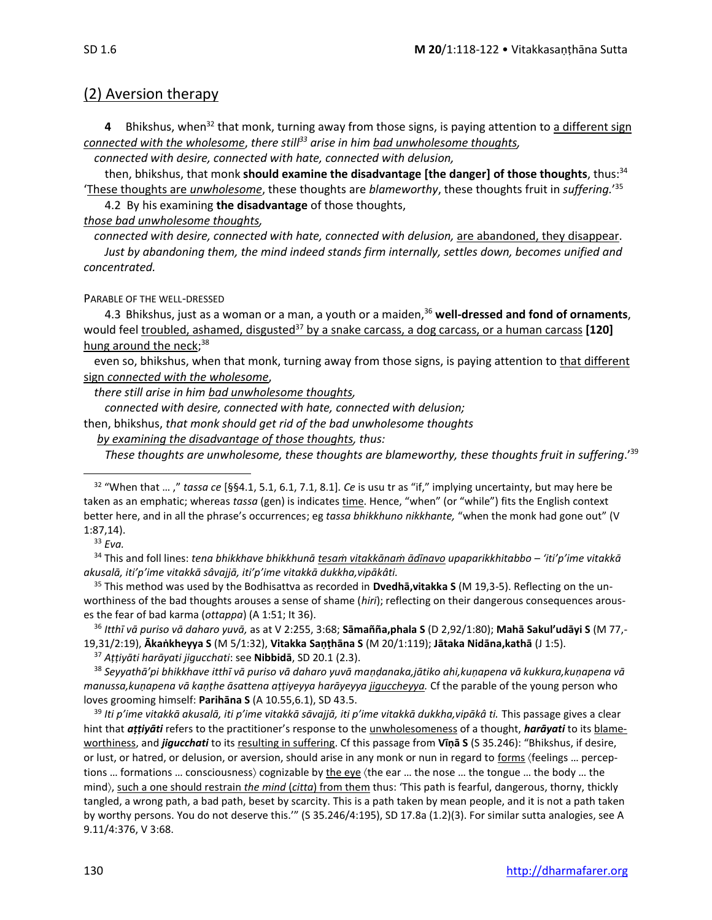## (2) Aversion therapy

**4** Bhikshus, when[32] that monk, turning away from those signs, is paying attention to <u>a different sign</u> <u>*connected with the wholesome*</u>, *there still[33] arise in him <u>bad unwholesome thoughts</u>,*

*connected with desire, connected with hate, connected with delusion,*

then, bhikshus, that monk **should examine the disadvantage [the danger] of those thoughts**, thus:[34] '<u>These thoughts are *unwholesome*</u>, these thoughts are *blameworthy*, these thoughts fruit in *suffering.*'[35]

4.2 By his examining **the disadvantage** of those thoughts,

*<u>those bad unwholesome thoughts</u>,*

*connected with desire, connected with hate, connected with delusion,* <u>are abandoned, they disappear</u>.

*Just by abandoning them, the mind indeed stands firm internally, settles down, becomes unified and concentrated.*

PARABLE OF THE WELL-DRESSED

4.3 Bhikshus, just as a woman or a man, a youth or a maiden,[36] **well-dressed and fond of ornaments**, would feel <u>troubled, ashamed, disgusted[37] by a snake carcass, a dog carcass, or a human carcass</u> **[120]** <u>hung around the neck</u>;[38]

even so, bhikshus, when that monk, turning away from those signs, is paying attention to <u>that different sign *connected with the wholesome*</u>,

*there still arise in him <u>bad unwholesome thoughts</u>,*

*connected with desire, connected with hate, connected with delusion;*

then, bhikshus, *that monk should get rid of the bad unwholesome thoughts*

*<u>by examining the disadvantage of those thoughts</u>, thus:*

*These thoughts are unwholesome, these thoughts are blameworthy, these thoughts fruit in suffering*.'[39]

---

[32] "When that … ," *tassa ce* [§§4.1, 5.1, 6.1, 7.1, 8.1]. *Ce* is usu tr as "if," implying uncertainty, but may here be taken as an emphatic; whereas *tassa* (gen) is indicates <u>time</u>. Hence, "when" (or "while") fits the English context better here, and in all the phrase's occurrences; eg *tassa bhikkhuno nikkhante,* "when the monk had gone out" (V 1:87,14).

[33] *Eva.*

[34] This and foll lines: *tena bhikkhave bhikkhunā <u>tesaṁ vitakkānaṁ ādīnavo</u> upaparikkhitabbo – 'iti'p'ime vitakkā akusalā, iti'p'ime vitakkā sâvajjā, iti'p'ime vitakkā dukkha,vipākâti.*

[35] This method was used by the Bodhisattva as recorded in **Dvedhā,vitakka S** (M 19,3-5). Reflecting on the unworthiness of the bad thoughts arouses a sense of shame (*hiri*); reflecting on their dangerous consequences arouses the fear of bad karma (*ottappa*) (A 1:51; It 36).

[36] *Itthī vā puriso vā daharo yuvā,* as at V 2:255, 3:68; **Sāmañña,phala S** (D 2,92/1:80); **Mahā Sakul'udāyi S** (M 77,-19,31/2:19), **Ākaṅkheyya S** (M 5/1:32), **Vitakka Saṇṭhāna S** (M 20/1:119); **Jātaka Nidāna,kathā** (J 1:5).

[37] *Aṭṭiyāti harāyati jigucchati*: see **Nibbidā**, SD 20.1 (2.3).

[38] *Seyyathā'pi bhikkhave itthī vā puriso vā daharo yuvā maṇḍanaka,jātiko ahi,kuṇapena vā kukkura,kuṇapena vā manussa,kuṇapena vā kaṇṭhe āsattena aṭṭiyeyya harāyeyya <u>jiguccheyya</u>.* Cf the parable of the young person who loves grooming himself: **Parihāna S** (A 10.55,6.1), SD 43.5.

[39] *Iti p'ime vitakkā akusalā, iti p'ime vitakkā sāvajjā, iti p'ime vitakkā dukkha,vipākâ ti.* This passage gives a clear hint that ***aṭṭiyāti*** refers to the practitioner's response to the <u>unwholesomeness</u> of a thought, ***harāyati*** to its <u>blameworthiness</u>, and ***jigucchati*** to its <u>resulting in suffering</u>. Cf this passage from **Vīṇā S** (S 35.246): "Bhikshus, if desire, or lust, or hatred, or delusion, or aversion, should arise in any monk or nun in regard to <u>forms</u> ⟨feelings … perceptions … formations … consciousness⟩ cognizable by <u>the eye</u> ⟨the ear … the nose … the tongue … the body … the mind⟩, <u>such a one should restrain *the mind* (*citta*) from them</u> thus: 'This path is fearful, dangerous, thorny, thickly tangled, a wrong path, a bad path, beset by scarcity. This is a path taken by mean people, and it is not a path taken by worthy persons. You do not deserve this.'" (S 35.246/4:195), SD 17.8a (1.2)(3). For similar sutta analogies, see A 9.11/4:376, V 3:68.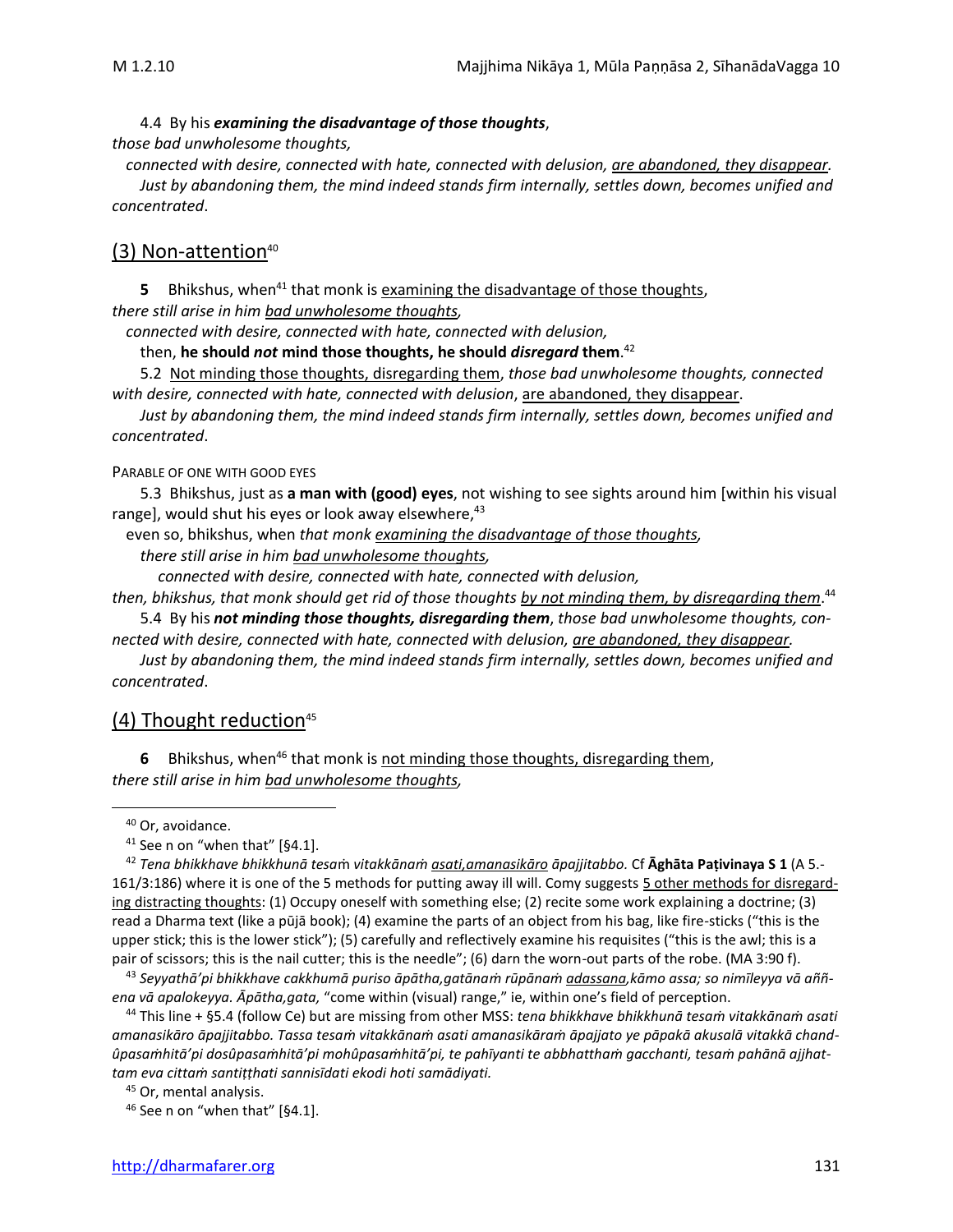4.4 By his ***examining the disadvantage of those thoughts***, *those bad unwholesome thoughts,*
*connected with desire, connected with hate, connected with delusion, are abandoned, they disappear.*
*Just by abandoning them, the mind indeed stands firm internally, settles down, becomes unified and concentrated*.

## (3) Non-attention[40]

**5** Bhikshus, when[41] that monk is examining the disadvantage of those thoughts,
*there still arise in him bad unwholesome thoughts,*
*connected with desire, connected with hate, connected with delusion,*
then, **he should *not* mind those thoughts, he should *disregard* them**.[42]

5.2 Not minding those thoughts, disregarding them, *those bad unwholesome thoughts, connected with desire, connected with hate, connected with delusion*, are abandoned, they disappear.
*Just by abandoning them, the mind indeed stands firm internally, settles down, becomes unified and concentrated*.

PARABLE OF ONE WITH GOOD EYES

5.3 Bhikshus, just as **a man with (good) eyes**, not wishing to see sights around him [within his visual range], would shut his eyes or look away elsewhere,[43]
even so, bhikshus, when *that monk examining the disadvantage of those thoughts,*
*there still arise in him bad unwholesome thoughts,*
*connected with desire, connected with hate, connected with delusion,*
*then, bhikshus, that monk should get rid of those thoughts by not minding them, by disregarding them*.[44]

5.4 By his ***not minding those thoughts, disregarding them***, *those bad unwholesome thoughts, connected with desire, connected with hate, connected with delusion, are abandoned, they disappear.*
*Just by abandoning them, the mind indeed stands firm internally, settles down, becomes unified and concentrated*.

## (4) Thought reduction[45]

**6** Bhikshus, when[46] that monk is not minding those thoughts, disregarding them,
*there still arise in him bad unwholesome thoughts,*

---

[40] Or, avoidance.

[41] See n on "when that" [§4.1].

[42] *Tena bhikkhave bhikkhunā tesaṁ vitakkānaṁ asati,amanasikāro āpajjitabbo.* Cf **Āghāta Paṭivinaya S 1** (A 5.161/3:186) where it is one of the 5 methods for putting away ill will. Comy suggests 5 other methods for disregarding distracting thoughts: (1) Occupy oneself with something else; (2) recite some work explaining a doctrine; (3) read a Dharma text (like a pūjā book); (4) examine the parts of an object from his bag, like fire-sticks ("this is the upper stick; this is the lower stick"); (5) carefully and reflectively examine his requisites ("this is the awl; this is a pair of scissors; this is the nail cutter; this is the needle"; (6) darn the worn-out parts of the robe. (MA 3:90 f).

[43] *Seyyathā'pi bhikkhave cakkhumā puriso āpātha,gatānaṁ rūpānaṁ adassana,kāmo assa; so nimīleyya vā aññena vā apalokeyya. Āpātha,gata,* "come within (visual) range," ie, within one's field of perception.

[44] This line + §5.4 (follow Ce) but are missing from other MSS: *tena bhikkhave bhikkhunā tesaṁ vitakkānaṁ asati amanasikāro āpajjitabbo. Tassa tesaṁ vitakkānaṁ asati amanasikāraṁ āpajjato ye pāpakā akusalā vitakkā chandûpasaṁhitā'pi dosûpasaṁhitā'pi mohûpasaṁhitā'pi, te pahīyanti te abbhatthaṁ gacchanti, tesaṁ pahānā ajjhattam eva cittaṁ santiṭṭhati sannisīdati ekodi hoti samādiyati.*

[45] Or, mental analysis.

[46] See n on "when that" [§4.1].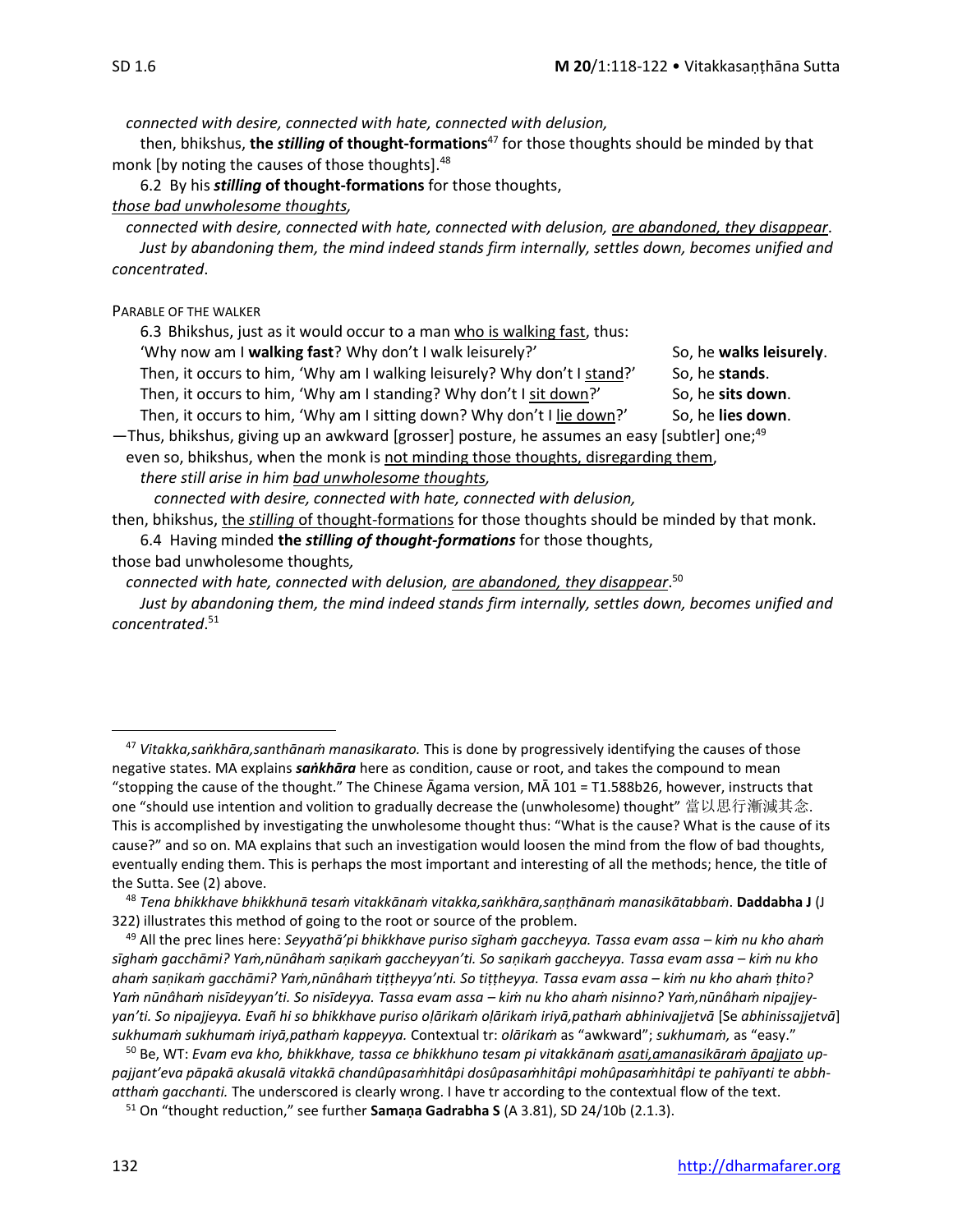*connected with desire, connected with hate, connected with delusion,*

then, bhikshus, **the *stilling* of thought-formations**[47] for those thoughts should be minded by that monk [by noting the causes of those thoughts].[48]

6.2 By his ***stilling* of thought-formations** for those thoughts,

*those bad unwholesome thoughts,*

*connected with desire, connected with hate, connected with delusion, are abandoned, they disappear.*

*Just by abandoning them, the mind indeed stands firm internally, settles down, becomes unified and concentrated.*

PARABLE OF THE WALKER

6.3 Bhikshus, just as it would occur to a man who is walking fast, thus:

'Why now am I **walking fast**? Why don't I walk leisurely?' So, he **walks leisurely**.

Then, it occurs to him, 'Why am I walking leisurely? Why don't I stand?' So, he **stands**.

Then, it occurs to him, 'Why am I standing? Why don't I sit down?' So, he **sits down**.

Then, it occurs to him, 'Why am I sitting down? Why don't I lie down?' So, he **lies down**.

—Thus, bhikshus, giving up an awkward [grosser] posture, he assumes an easy [subtler] one;[49]

even so, bhikshus, when the monk is not minding those thoughts, disregarding them,

*there still arise in him bad unwholesome thoughts,*

*connected with desire, connected with hate, connected with delusion,*

then, bhikshus, the *stilling* of thought-formations for those thoughts should be minded by that monk.

6.4 Having minded **the *stilling of thought-formations*** for those thoughts,

those bad unwholesome thoughts*,*

*connected with hate, connected with delusion, are abandoned, they disappear.*[50]

*Just by abandoning them, the mind indeed stands firm internally, settles down, becomes unified and concentrated.*[51]

---

[47] *Vitakka,saṅkhāra,santhānaṁ manasikarato.* This is done by progressively identifying the causes of those negative states. MA explains ***saṅkhāra*** here as condition, cause or root, and takes the compound to mean "stopping the cause of the thought." The Chinese Āgama version, MĀ 101 = T1.588b26, however, instructs that one "should use intention and volition to gradually decrease the (unwholesome) thought" 當以思行漸減其念. This is accomplished by investigating the unwholesome thought thus: "What is the cause? What is the cause of its cause?" and so on. MA explains that such an investigation would loosen the mind from the flow of bad thoughts, eventually ending them. This is perhaps the most important and interesting of all the methods; hence, the title of the Sutta. See (2) above.

[48] *Tena bhikkhave bhikkhunā tesaṁ vitakkānaṁ vitakka,saṅkhāra,saṇṭhānaṁ manasikātabbaṁ*. **Daddabha J** (J 322) illustrates this method of going to the root or source of the problem.

[49] All the prec lines here: *Seyyathā'pi bhikkhave puriso sīghaṁ gaccheyya. Tassa evam assa – kiṁ nu kho ahaṁ sīghaṁ gacchāmi? Yaṁ,nūnâhaṁ saṇikaṁ gaccheyyan'ti. So saṇikaṁ gaccheyya. Tassa evam assa – kiṁ nu kho ahaṁ saṇikaṁ gacchāmi? Yaṁ,nūnâhaṁ tiṭṭheyya'nti. So tiṭṭheyya. Tassa evam assa – kiṁ nu kho ahaṁ ṭhito? Yaṁ nūnâhaṁ nisīdeyyan'ti. So nisīdeyya. Tassa evam assa – kiṁ nu kho ahaṁ nisinno? Yaṁ,nūnâhaṁ nipajjeyyan'ti. So nipajjeyya. Evañ hi so bhikkhave puriso oḷārikaṁ oḷārikaṁ iriyā,pathaṁ abhinivajjetvā* [Se *abhinissajjetvā*] *sukhumaṁ sukhumaṁ iriyā,pathaṁ kappeyya.* Contextual tr: *olārikaṁ* as "awkward"; *sukhumaṁ,* as "easy."

[50] Be, WT: *Evam eva kho, bhikkhave, tassa ce bhikkhuno tesam pi vitakkānaṁ asati,amanasikāraṁ āpajjato uppajjant'eva pāpakā akusalā vitakkā chandûpasaṁhitâpi dosûpasaṁhitâpi mohûpasaṁhitâpi te pahīyanti te abbhatthaṁ gacchanti.* The underscored is clearly wrong. I have tr according to the contextual flow of the text.

[51] On "thought reduction," see further **Samaṇa Gadrabha S** (A 3.81), SD 24/10b (2.1.3).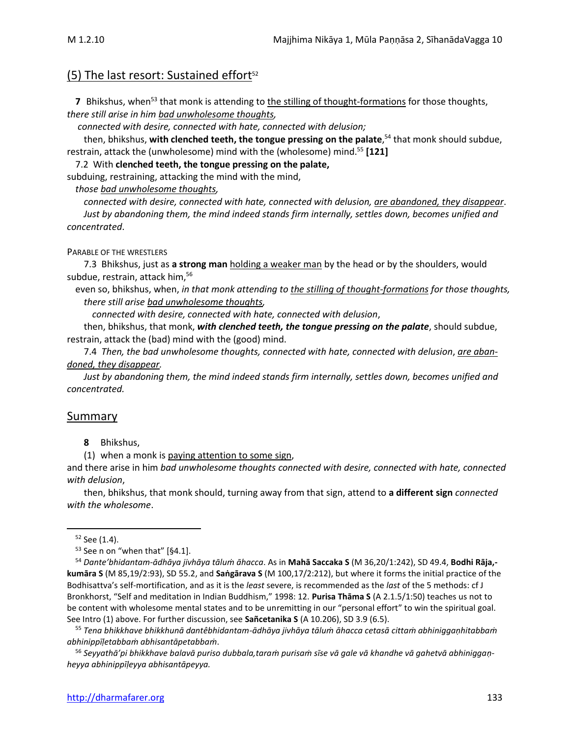## (5) The last resort: Sustained effort[52]

**7** Bhikshus, when[53] that monk is attending to the stilling of thought-formations for those thoughts, *there still arise in him bad unwholesome thoughts,*

*connected with desire, connected with hate, connected with delusion;*

then, bhikshus, **with clenched teeth, the tongue pressing on the palate**,[54] that monk should subdue, restrain, attack the (unwholesome) mind with the (wholesome) mind.[55] **[121]**

7.2 With **clenched teeth, the tongue pressing on the palate,**

subduing, restraining, attacking the mind with the mind,

*those bad unwholesome thoughts,*

*connected with desire, connected with hate, connected with delusion, are abandoned, they disappear*.

*Just by abandoning them, the mind indeed stands firm internally, settles down, becomes unified and concentrated*.

PARABLE OF THE WRESTLERS

7.3 Bhikshus, just as **a strong man** holding a weaker man by the head or by the shoulders, would subdue, restrain, attack him,[56]

even so, bhikshus, when, *in that monk attending to the stilling of thought-formations for those thoughts, there still arise bad unwholesome thoughts,*

*connected with desire, connected with hate, connected with delusion*,

then, bhikshus, that monk, ***with clenched teeth, the tongue pressing on the palate***, should subdue, restrain, attack the (bad) mind with the (good) mind.

7.4 *Then, the bad unwholesome thoughts, connected with hate, connected with delusion*, *are abandoned, they disappear.*

*Just by abandoning them, the mind indeed stands firm internally, settles down, becomes unified and concentrated.*

## Summary

**8** Bhikshus,

(1) when a monk is paying attention to some sign,

and there arise in him *bad unwholesome thoughts connected with desire, connected with hate, connected with delusion*,

then, bhikshus, that monk should, turning away from that sign, attend to **a different sign** *connected with the wholesome*.

---

[52] See (1.4).

[53] See n on "when that" [§4.1].

[54] *Dante'bhidantam-ādhāya jivhāya tāluṁ āhacca*. As in **Mahā Saccaka S** (M 36,20/1:242), SD 49.4, **Bodhi Rāja,-kumāra S** (M 85,19/2:93), SD 55.2, and **Saṅgārava S** (M 100,17/2:212), but where it forms the initial practice of the Bodhisattva's self-mortification, and as it is the *least* severe, is recommended as the *last* of the 5 methods: cf J Bronkhorst, "Self and meditation in Indian Buddhism," 1998: 12. **Purisa Thāma S** (A 2.1.5/1:50) teaches us not to be content with wholesome mental states and to be unremitting in our "personal effort" to win the spiritual goal. See Intro (1) above. For further discussion, see **Sañcetanika S** (A 10.206), SD 3.9 (6.5).

[55] *Tena bhikkhave bhikkhunā dantêbhidantam-ādhāya jivhāya tāluṁ āhacca cetasā cittaṁ abhiniggaṇhitabbaṁ abhinippīḷetabbaṁ abhisantāpetabbaṁ*.

[56] *Seyyathā'pi bhikkhave balavā puriso dubbala,taraṁ purisaṁ sīse vā gale vā khandhe vā gahetvā abhiniggaṇheyya abhinippīḷeyya abhisantāpeyya.*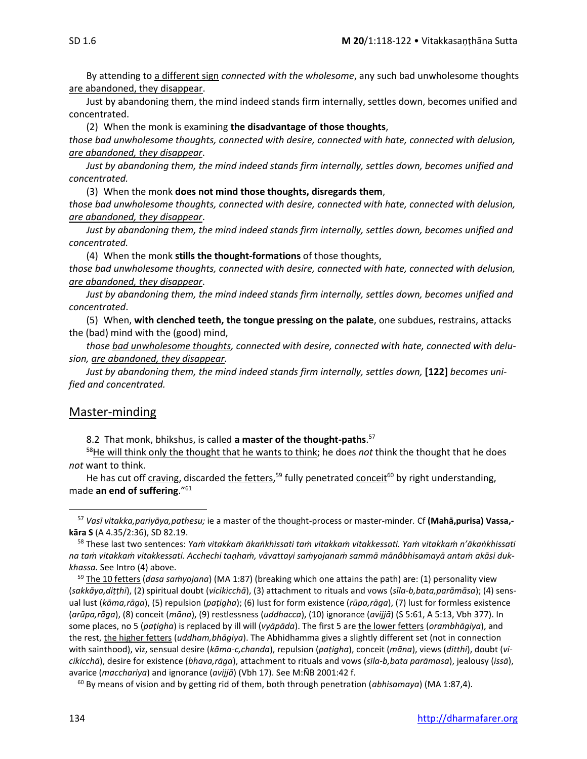By attending to <u>a different sign</u> *connected with the wholesome*, any such bad unwholesome thoughts <u>are abandoned, they disappear</u>.

Just by abandoning them, the mind indeed stands firm internally, settles down, becomes unified and concentrated.

(2) When the monk is examining **the disadvantage of those thoughts**,
*those bad unwholesome thoughts, connected with desire, connected with hate, connected with delusion, <u>are abandoned, they disappear</u>.*

*Just by abandoning them, the mind indeed stands firm internally, settles down, becomes unified and concentrated.*

(3) When the monk **does not mind those thoughts, disregards them**,
*those bad unwholesome thoughts, connected with desire, connected with hate, connected with delusion, <u>are abandoned, they disappear</u>.*

*Just by abandoning them, the mind indeed stands firm internally, settles down, becomes unified and concentrated.*

(4) When the monk **stills the thought-formations** of those thoughts,
*those bad unwholesome thoughts, connected with desire, connected with hate, connected with delusion, <u>are abandoned, they disappear</u>.*

*Just by abandoning them, the mind indeed stands firm internally, settles down, becomes unified and concentrated*.

(5) When, **with clenched teeth, the tongue pressing on the palate**, one subdues, restrains, attacks the (bad) mind with the (good) mind,

*those <u>bad unwholesome thoughts</u>, connected with desire, connected with hate, connected with delusion, <u>are abandoned, they disappear</u>.*

*Just by abandoning them, the mind indeed stands firm internally, settles down,* **[122]** *becomes unified and concentrated.*

## <u>Master-minding</u>

8.2 That monk, bhikshus, is called **a master of the thought-paths**.[57]

[58]<u>He will think only the thought that he wants to think</u>; he does *not* think the thought that he does *not* want to think.

He has cut off <u>craving</u>, discarded <u>the fetters</u>,[59] fully penetrated <u>conceit</u>[60] by right understanding, made **an end of suffering**."[61]

---

[57] *Vasī vitakka,pariyāya,pathesu;* ie a master of the thought-process or master-minder. Cf **(Mahā,purisa) Vassa,kāra S** (A 4.35/2:36), SD 82.19.

[58] These last two sentences: *Yaṁ vitakkaṁ ākaṅkhissati taṁ vitakkaṁ vitakkessati. Yaṁ vitakkaṁ n'ākaṅkhissati na taṁ vitakkaṁ vitakkessati. Acchechi taṇhaṁ, vāvattayi saṁyojanaṁ sammā mānâbhisamayā antaṁ akāsi dukkhassa.* See Intro (4) above.

[59] <u>The 10 fetters</u> (*dasa saṁyojana*) (MA 1:87) (breaking which one attains the path) are: (1) personality view (*sakkāya,diṭṭhi*), (2) spiritual doubt (*vicikicchā*), (3) attachment to rituals and vows (*sīla-b,bata,parāmāsa*); (4) sensual lust (*kāma,rāga*), (5) repulsion (*paṭigha*); (6) lust for form existence (*rūpa,rāga*), (7) lust for formless existence (*arūpa,rāga*), (8) conceit (*māna*), (9) restlessness (*uddhacca*), (10) ignorance (*avijjā*) (S 5:61, A 5:13, Vbh 377). In some places, no 5 (*paṭigha*) is replaced by ill will (*vyāpāda*). The first 5 are <u>the lower fetters</u> (*orambhāgiya*), and the rest, <u>the higher fetters</u> (*uddham,bhāgiya*). The Abhidhamma gives a slightly different set (not in connection with sainthood), viz, sensual desire (*kāma-c,chanda*), repulsion (*paṭigha*), conceit (*māna*), views (*ditthi*), doubt (*vicikicchā*), desire for existence (*bhava,rāga*), attachment to rituals and vows (*sīla-b,bata parāmasa*), jealousy (*issā*), avarice (*macchariya*) and ignorance (*avijjā*) (Vbh 17). See M:ÑB 2001:42 f.

[60] By means of vision and by getting rid of them, both through penetration (*abhisamaya*) (MA 1:87,4).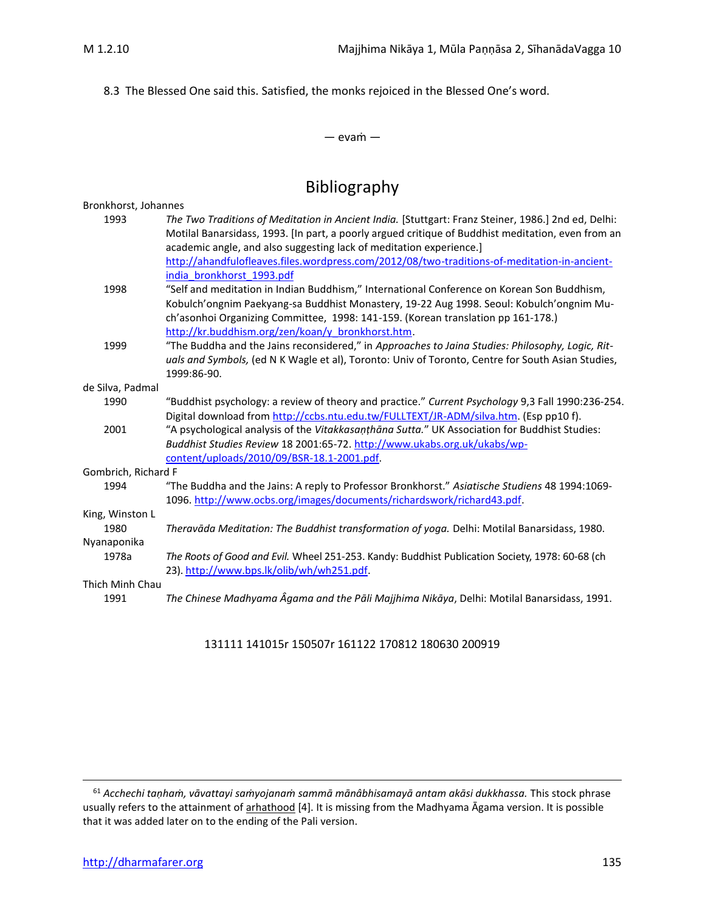8.3 The Blessed One said this. Satisfied, the monks rejoiced in the Blessed One's word.

— evaṁ —

# Bibliography

Bronkhorst, Johannes

1993 *The Two Traditions of Meditation in Ancient India.* [Stuttgart: Franz Steiner, 1986.] 2nd ed, Delhi: Motilal Banarsidass, 1993. [In part, a poorly argued critique of Buddhist meditation, even from an academic angle, and also suggesting lack of meditation experience.] http://ahandfulofleaves.files.wordpress.com/2012/08/two-traditions-of-meditation-in-ancient-india_bronkhorst_1993.pdf

1998 "Self and meditation in Indian Buddhism," International Conference on Korean Son Buddhism, Kobulch'ongnim Paekyang-sa Buddhist Monastery, 19-22 Aug 1998. Seoul: Kobulch'ongnim Much'asonhoi Organizing Committee, 1998: 141-159. (Korean translation pp 161-178.) http://kr.buddhism.org/zen/koan/y_bronkhorst.htm.

1999 "The Buddha and the Jains reconsidered," in *Approaches to Jaina Studies: Philosophy, Logic, Rituals and Symbols,* (ed N K Wagle et al), Toronto: Univ of Toronto, Centre for South Asian Studies, 1999:86-90.

de Silva, Padmal

1990 "Buddhist psychology: a review of theory and practice." *Current Psychology* 9,3 Fall 1990:236-254. Digital download from http://ccbs.ntu.edu.tw/FULLTEXT/JR-ADM/silva.htm. (Esp pp10 f).

2001 "A psychological analysis of the *Vitakkasaṇṭhāna Sutta.*" UK Association for Buddhist Studies: *Buddhist Studies Review* 18 2001:65-72. http://www.ukabs.org.uk/ukabs/wp-content/uploads/2010/09/BSR-18.1-2001.pdf.

Gombrich, Richard F

1994 "The Buddha and the Jains: A reply to Professor Bronkhorst." *Asiatische Studiens* 48 1994:1069-1096. http://www.ocbs.org/images/documents/richardswork/richard43.pdf.

King, Winston L

1980 *Theravāda Meditation: The Buddhist transformation of yoga.* Delhi: Motilal Banarsidass, 1980.

Nyanaponika

1978a *The Roots of Good and Evil.* Wheel 251-253. Kandy: Buddhist Publication Society, 1978: 60-68 (ch 23). http://www.bps.lk/olib/wh/wh251.pdf.

Thich Minh Chau

1991 *The Chinese Madhyama Âgama and the Pāli Majjhima Nikāya*, Delhi: Motilal Banarsidass, 1991.

131111 141015r 150507r 161122 170812 180630 200919

---

[61] *Acchechi taṇhaṁ, vāvattayi saṁyojanaṁ sammā mānâbhisamayā antam akāsi dukkhassa.* This stock phrase usually refers to the attainment of arhathood [4]. It is missing from the Madhyama Āgama version. It is possible that it was added later on to the ending of the Pali version.